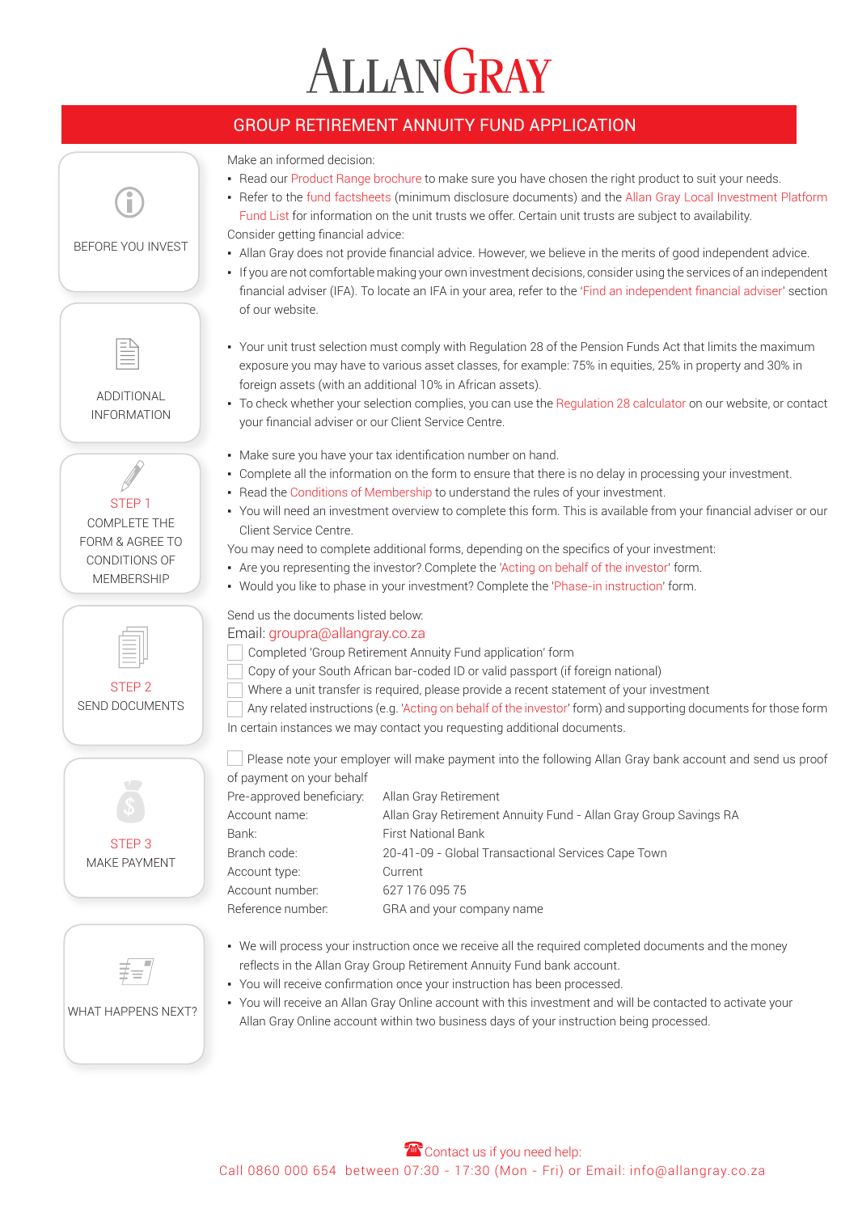# ALLAN GRAY

## GROUP RETIREMENT ANNUITY FUND APPLICATION

### BEFORE YOU INVEST

Make an informed decision:

- Read our Product Range brochure to make sure you have chosen the right product to suit your needs.
- Refer to the fund factsheets (minimum disclosure documents) and the Allan Gray Local Investment Platform Fund List for information on the unit trusts we offer. Certain unit trusts are subject to availability.

Consider getting financial advice:

- Allan Gray does not provide financial advice. However, we believe in the merits of good independent advice.
- If you are not comfortable making your own investment decisions, consider using the services of an independent financial adviser (IFA). To locate an IFA in your area, refer to the 'Find an independent financial adviser' section of our website.

### ADDITIONAL INFORMATION

- Your unit trust selection must comply with Regulation 28 of the Pension Funds Act that limits the maximum exposure you may have to various asset classes, for example: 75% in equities, 25% in property and 30% in foreign assets (with an additional 10% in African assets).
- To check whether your selection complies, you can use the Regulation 28 calculator on our website, or contact your financial adviser or our Client Service Centre.

### STEP 1 COMPLETE THE FORM & AGREE TO CONDITIONS OF MEMBERSHIP

- Make sure you have your tax identification number on hand.
- Complete all the information on the form to ensure that there is no delay in processing your investment.
- Read the Conditions of Membership to understand the rules of your investment.
- You will need an investment overview to complete this form. This is available from your financial adviser or our Client Service Centre.

You may need to complete additional forms, depending on the specifics of your investment:

- Are you representing the investor? Complete the 'Acting on behalf of the investor' form.
- Would you like to phase in your investment? Complete the 'Phase-in instruction' form.

### STEP 2 SEND DOCUMENTS

Send us the documents listed below:

Email: groupra@allangray.co.za

- [ ] Completed 'Group Retirement Annuity Fund application' form
- [ ] Copy of your South African bar-coded ID or valid passport (if foreign national)
- [ ] Where a unit transfer is required, please provide a recent statement of your investment
- [ ] Any related instructions (e.g. 'Acting on behalf of the investor' form) and supporting documents for those form

In certain instances we may contact you requesting additional documents.

### STEP 3 MAKE PAYMENT

- [ ] Please note your employer will make payment into the following Allan Gray bank account and send us proof of payment on your behalf

| | |
|---|---|
| Pre-approved beneficiary: | Allan Gray Retirement |
| Account name: | Allan Gray Retirement Annuity Fund - Allan Gray Group Savings RA |
| Bank: | First National Bank |
| Branch code: | 20-41-09 - Global Transactional Services Cape Town |
| Account type: | Current |
| Account number: | 627 176 095 75 |
| Reference number: | GRA and your company name |

### WHAT HAPPENS NEXT?

- We will process your instruction once we receive all the required completed documents and the money reflects in the Allan Gray Group Retirement Annuity Fund bank account.
- You will receive confirmation once your instruction has been processed.
- You will receive an Allan Gray Online account with this investment and will be contacted to activate your Allan Gray Online account within two business days of your instruction being processed.

Contact us if you need help:
Call 0860 000 654 between 07:30 - 17:30 (Mon - Fri) or Email: info@allangray.co.za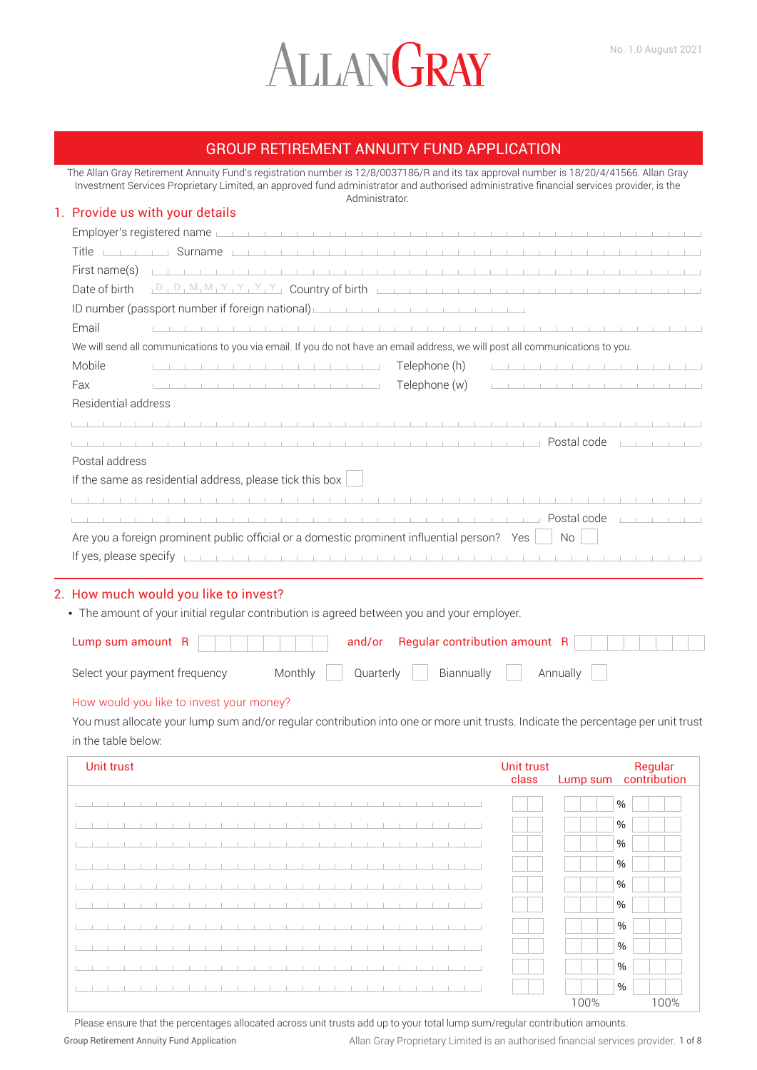ALLAN GRAY

No. 1.0 August 2021

# GROUP RETIREMENT ANNUITY FUND APPLICATION

The Allan Gray Retirement Annuity Fund's registration number is 12/8/0037186/R and its tax approval number is 18/20/4/41566. Allan Gray Investment Services Proprietary Limited, an approved fund administrator and authorised administrative financial services provider, is the Administrator.

## 1. Provide us with your details

Employer's registered name

Title Surname

First name(s)

Date of birth D D M M Y Y Y Y Country of birth

ID number (passport number if foreign national)

Email

We will send all communications to you via email. If you do not have an email address, we will post all communications to you.

Mobile Telephone (h)

Fax Telephone (w)

Residential address

Postal code

Postal address

If the same as residential address, please tick this box ☐

Postal code

Are you a foreign prominent public official or a domestic prominent influential person? Yes ☐ No ☐

If yes, please specify

## 2. How much would you like to invest?

- The amount of your initial regular contribution is agreed between you and your employer.

Lump sum amount R and/or Regular contribution amount R

Select your payment frequency Monthly ☐ Quarterly ☐ Biannually ☐ Annually ☐

How would you like to invest your money?

You must allocate your lump sum and/or regular contribution into one or more unit trusts. Indicate the percentage per unit trust in the table below:

| Unit trust | Unit trust class | Lump sum | Regular contribution |
|---|---|---|---|
| | | % | % |
| | | % | % |
| | | % | % |
| | | % | % |
| | | % | % |
| | | % | % |
| | | % | % |
| | | % | % |
| | | % | % |
| | | % | % |
| | | 100% | 100% |

Please ensure that the percentages allocated across unit trusts add up to your total lump sum/regular contribution amounts.

Allan Gray Proprietary Limited is an authorised financial services provider.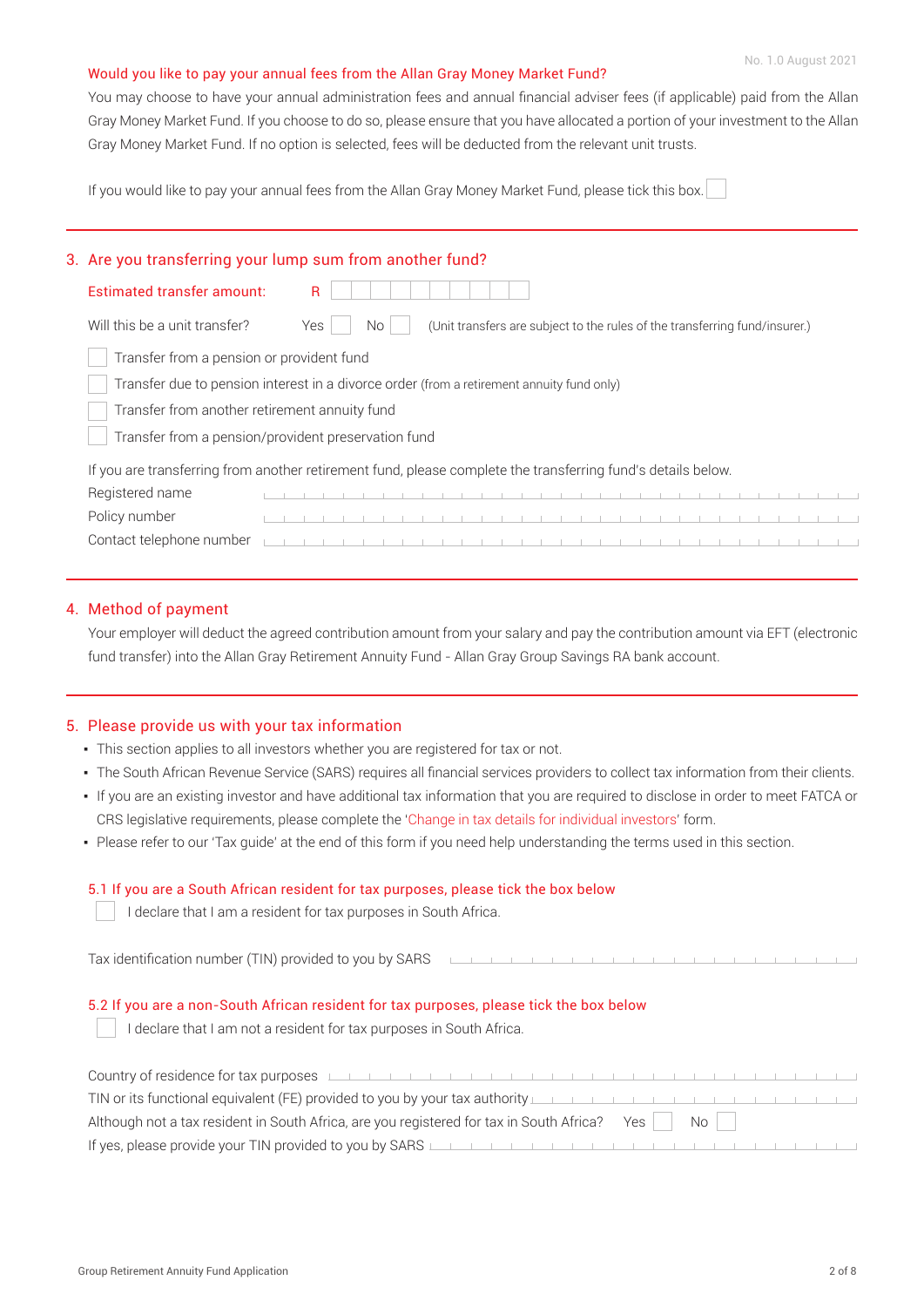### Would you like to pay your annual fees from the Allan Gray Money Market Fund?

You may choose to have your annual administration fees and annual financial adviser fees (if applicable) paid from the Allan Gray Money Market Fund. If you choose to do so, please ensure that you have allocated a portion of your investment to the Allan Gray Money Market Fund. If no option is selected, fees will be deducted from the relevant unit trusts.

If you would like to pay your annual fees from the Allan Gray Money Market Fund, please tick this box. ☐

## 3. Are you transferring your lump sum from another fund?

**Estimated transfer amount:** R ____________

Will this be a unit transfer? Yes ☐ No ☐ (Unit transfers are subject to the rules of the transferring fund/insurer.)

☐ Transfer from a pension or provident fund

☐ Transfer due to pension interest in a divorce order (from a retirement annuity fund only)

☐ Transfer from another retirement annuity fund

☐ Transfer from a pension/provident preservation fund

If you are transferring from another retirement fund, please complete the transferring fund's details below.

Registered name ____________

Policy number ____________

Contact telephone number ____________

## 4. Method of payment

Your employer will deduct the agreed contribution amount from your salary and pay the contribution amount via EFT (electronic fund transfer) into the Allan Gray Retirement Annuity Fund - Allan Gray Group Savings RA bank account.

## 5. Please provide us with your tax information

- This section applies to all investors whether you are registered for tax or not.
- The South African Revenue Service (SARS) requires all financial services providers to collect tax information from their clients.
- If you are an existing investor and have additional tax information that you are required to disclose in order to meet FATCA or CRS legislative requirements, please complete the 'Change in tax details for individual investors' form.
- Please refer to our 'Tax guide' at the end of this form if you need help understanding the terms used in this section.

### 5.1 If you are a South African resident for tax purposes, please tick the box below

☐ I declare that I am a resident for tax purposes in South Africa.

Tax identification number (TIN) provided to you by SARS ____________

### 5.2 If you are a non-South African resident for tax purposes, please tick the box below

☐ I declare that I am not a resident for tax purposes in South Africa.

Country of residence for tax purposes ____________

TIN or its functional equivalent (FE) provided to you by your tax authority ____________

Although not a tax resident in South Africa, are you registered for tax in South Africa? Yes ☐ No ☐

If yes, please provide your TIN provided to you by SARS ____________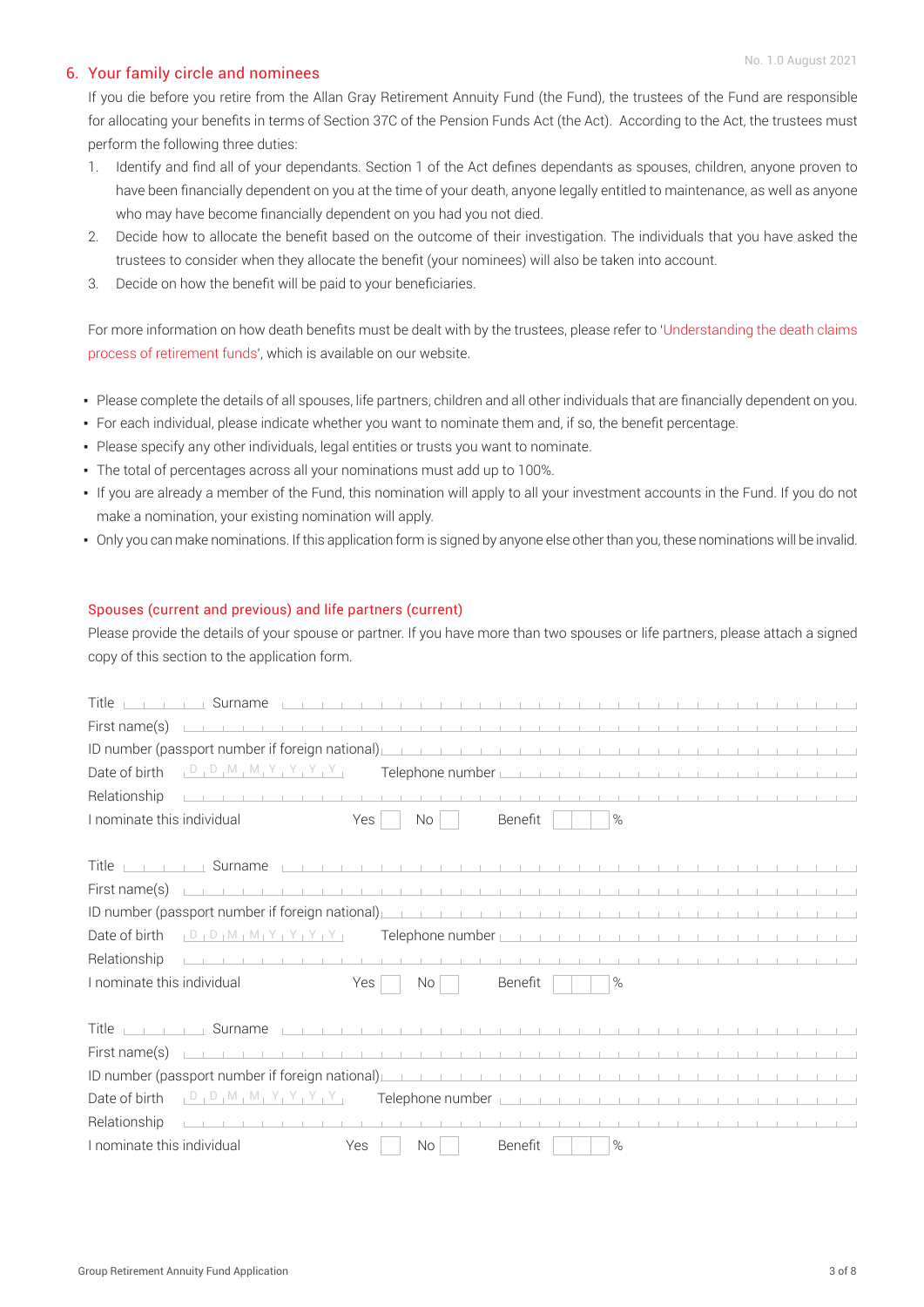## 6. Your family circle and nominees

If you die before you retire from the Allan Gray Retirement Annuity Fund (the Fund), the trustees of the Fund are responsible for allocating your benefits in terms of Section 37C of the Pension Funds Act (the Act). According to the Act, the trustees must perform the following three duties:

1. Identify and find all of your dependants. Section 1 of the Act defines dependants as spouses, children, anyone proven to have been financially dependent on you at the time of your death, anyone legally entitled to maintenance, as well as anyone who may have become financially dependent on you had you not died.
2. Decide how to allocate the benefit based on the outcome of their investigation. The individuals that you have asked the trustees to consider when they allocate the benefit (your nominees) will also be taken into account.
3. Decide on how the benefit will be paid to your beneficiaries.

For more information on how death benefits must be dealt with by the trustees, please refer to 'Understanding the death claims process of retirement funds', which is available on our website.

- Please complete the details of all spouses, life partners, children and all other individuals that are financially dependent on you.
- For each individual, please indicate whether you want to nominate them and, if so, the benefit percentage.
- Please specify any other individuals, legal entities or trusts you want to nominate.
- The total of percentages across all your nominations must add up to 100%.
- If you are already a member of the Fund, this nomination will apply to all your investment accounts in the Fund. If you do not make a nomination, your existing nomination will apply.
- Only you can make nominations. If this application form is signed by anyone else other than you, these nominations will be invalid.

### Spouses (current and previous) and life partners (current)

Please provide the details of your spouse or partner. If you have more than two spouses or life partners, please attach a signed copy of this section to the application form.

Title ______ Surname ______

First name(s) ______

ID number (passport number if foreign national) ______

Date of birth D D M M Y Y Y Y Telephone number ______

Relationship ______

I nominate this individual Yes ☐ No ☐ Benefit ____ %

Title ______ Surname ______

First name(s) ______

ID number (passport number if foreign national) ______

Date of birth D D M M Y Y Y Y Telephone number ______

Relationship ______

I nominate this individual Yes ☐ No ☐ Benefit ____ %

Title ______ Surname ______

First name(s) ______

ID number (passport number if foreign national) ______

Date of birth D D M M Y Y Y Y Telephone number ______

Relationship ______

I nominate this individual Yes ☐ No ☐ Benefit ____ %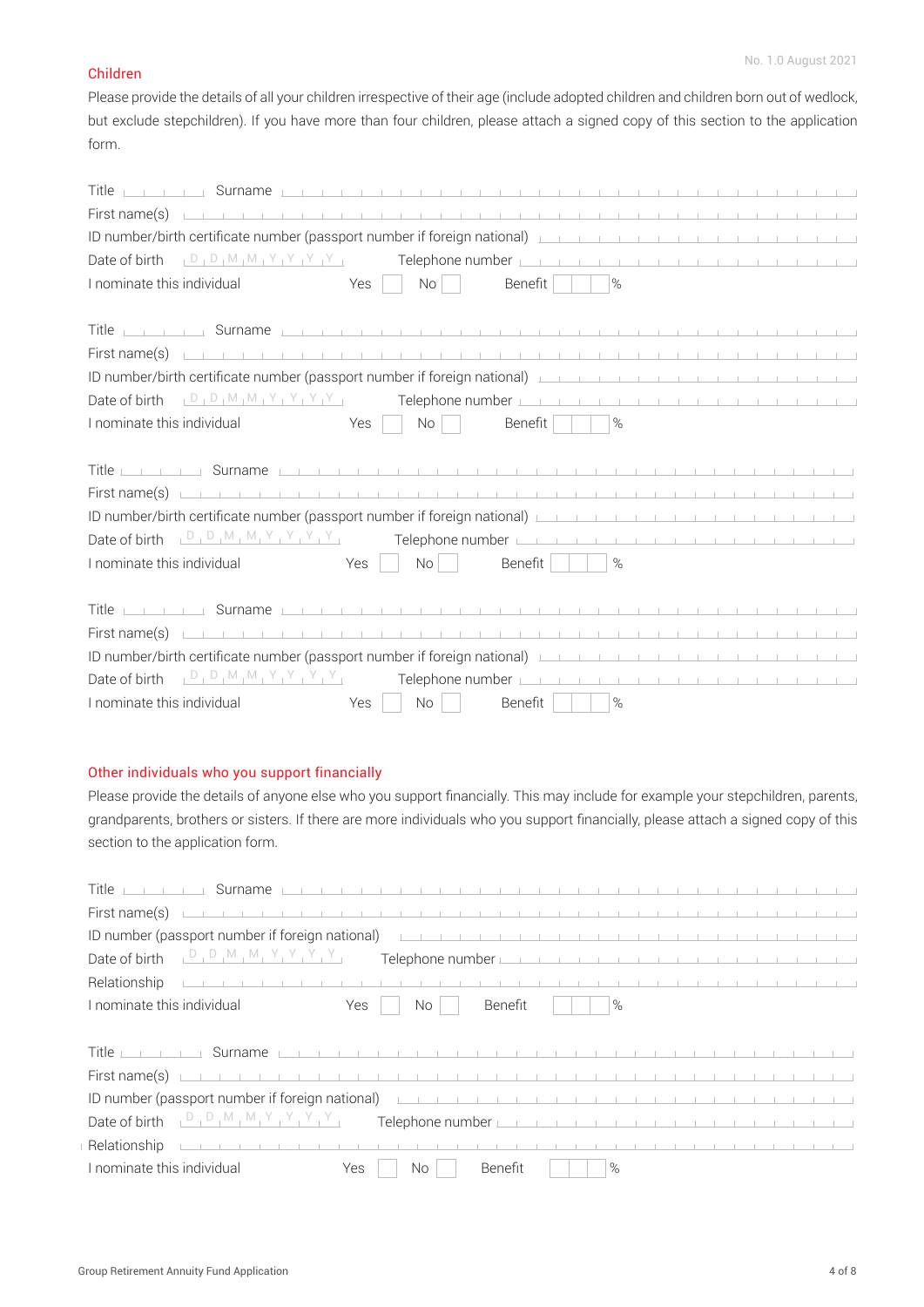## Children

Please provide the details of all your children irrespective of their age (include adopted children and children born out of wedlock, but exclude stepchildren). If you have more than four children, please attach a signed copy of this section to the application form.

Title Surname

First name(s)

ID number/birth certificate number (passport number if foreign national)

Date of birth DDMMYYYY Telephone number

I nominate this individual Yes ☐ No ☐ Benefit %

Title Surname

First name(s)

ID number/birth certificate number (passport number if foreign national)

Date of birth DDMMYYYY Telephone number

I nominate this individual Yes ☐ No ☐ Benefit %

Title Surname

First name(s)

ID number/birth certificate number (passport number if foreign national)

Date of birth DDMMYYYY Telephone number

I nominate this individual Yes ☐ No ☐ Benefit %

Title Surname

First name(s)

ID number/birth certificate number (passport number if foreign national)

Date of birth DDMMYYYY Telephone number

I nominate this individual Yes ☐ No ☐ Benefit %

## Other individuals who you support financially

Please provide the details of anyone else who you support financially. This may include for example your stepchildren, parents, grandparents, brothers or sisters. If there are more individuals who you support financially, please attach a signed copy of this section to the application form.

Title Surname

First name(s)

ID number (passport number if foreign national)

Date of birth DDMMYYYY Telephone number

Relationship

I nominate this individual Yes ☐ No ☐ Benefit %

Title Surname

First name(s)

ID number (passport number if foreign national)

Date of birth DDMMYYYY Telephone number

Relationship

I nominate this individual Yes ☐ No ☐ Benefit %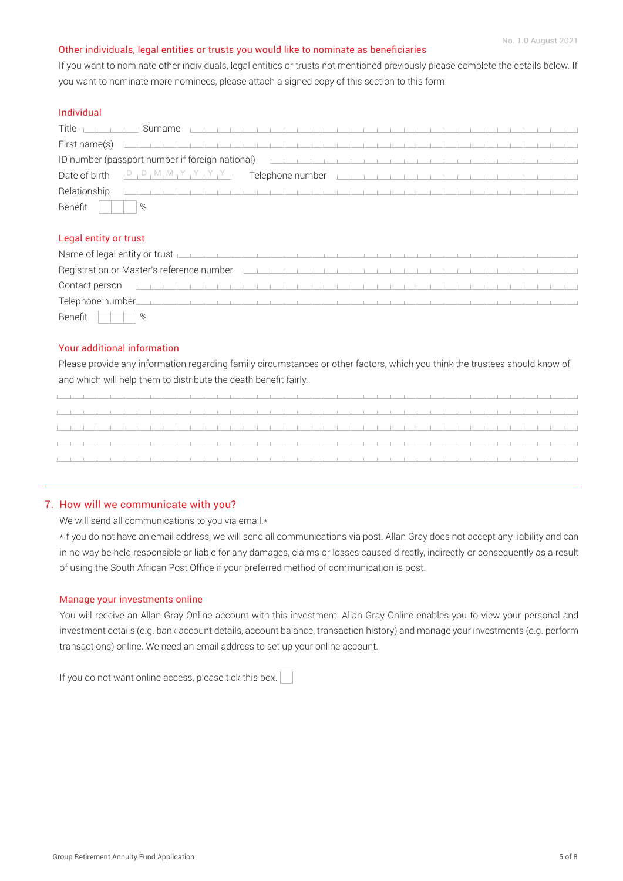No. 1.0 August 2021

### Other individuals, legal entities or trusts you would like to nominate as beneficiaries

If you want to nominate other individuals, legal entities or trusts not mentioned previously please complete the details below. If you want to nominate more nominees, please attach a signed copy of this section to this form.

#### Individual

Title ______ Surname ______________________________

First name(s) ______________________________

ID number (passport number if foreign national) ______________________________

Date of birth D D M M Y Y Y Y Telephone number ______________________________

Relationship ______________________________

Benefit ______ %

#### Legal entity or trust

Name of legal entity or trust ______________________________

Registration or Master's reference number ______________________________

Contact person ______________________________

Telephone number ______________________________

Benefit ______ %

#### Your additional information

Please provide any information regarding family circumstances or other factors, which you think the trustees should know of and which will help them to distribute the death benefit fairly.

______________________________

______________________________

______________________________

______________________________

______________________________

## 7. How will we communicate with you?

We will send all communications to you via email.*

*If you do not have an email address, we will send all communications via post. Allan Gray does not accept any liability and can in no way be held responsible or liable for any damages, claims or losses caused directly, indirectly or consequently as a result of using the South African Post Office if your preferred method of communication is post.

### Manage your investments online

You will receive an Allan Gray Online account with this investment. Allan Gray Online enables you to view your personal and investment details (e.g. bank account details, account balance, transaction history) and manage your investments (e.g. perform transactions) online. We need an email address to set up your online account.

If you do not want online access, please tick this box. ☐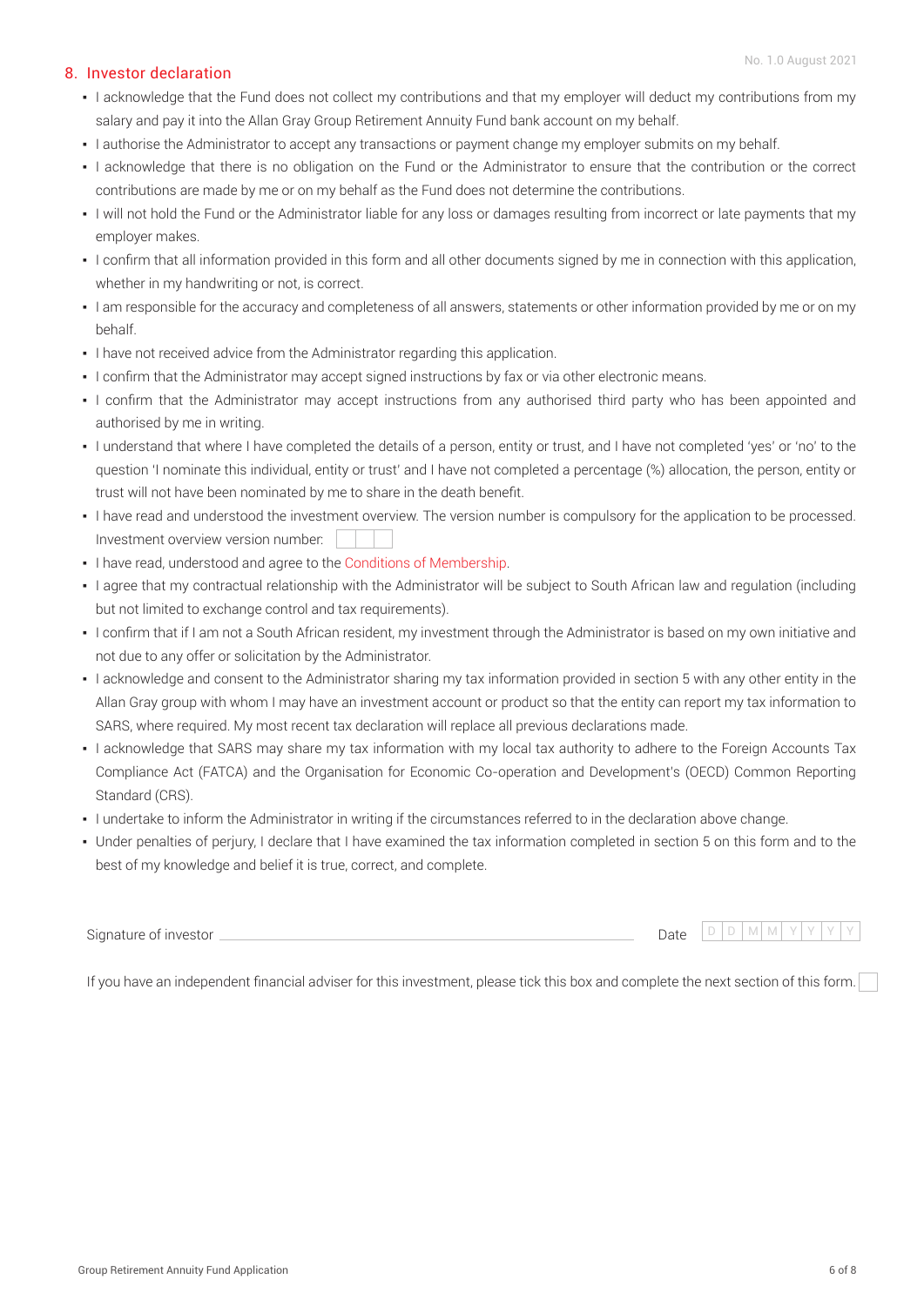## 8. Investor declaration

- I acknowledge that the Fund does not collect my contributions and that my employer will deduct my contributions from my salary and pay it into the Allan Gray Group Retirement Annuity Fund bank account on my behalf.
- I authorise the Administrator to accept any transactions or payment change my employer submits on my behalf.
- I acknowledge that there is no obligation on the Fund or the Administrator to ensure that the contribution or the correct contributions are made by me or on my behalf as the Fund does not determine the contributions.
- I will not hold the Fund or the Administrator liable for any loss or damages resulting from incorrect or late payments that my employer makes.
- I confirm that all information provided in this form and all other documents signed by me in connection with this application, whether in my handwriting or not, is correct.
- I am responsible for the accuracy and completeness of all answers, statements or other information provided by me or on my behalf.
- I have not received advice from the Administrator regarding this application.
- I confirm that the Administrator may accept signed instructions by fax or via other electronic means.
- I confirm that the Administrator may accept instructions from any authorised third party who has been appointed and authorised by me in writing.
- I understand that where I have completed the details of a person, entity or trust, and I have not completed 'yes' or 'no' to the question 'I nominate this individual, entity or trust' and I have not completed a percentage (%) allocation, the person, entity or trust will not have been nominated by me to share in the death benefit.
- I have read and understood the investment overview. The version number is compulsory for the application to be processed. Investment overview version number: ☐☐☐
- I have read, understood and agree to the Conditions of Membership.
- I agree that my contractual relationship with the Administrator will be subject to South African law and regulation (including but not limited to exchange control and tax requirements).
- I confirm that if I am not a South African resident, my investment through the Administrator is based on my own initiative and not due to any offer or solicitation by the Administrator.
- I acknowledge and consent to the Administrator sharing my tax information provided in section 5 with any other entity in the Allan Gray group with whom I may have an investment account or product so that the entity can report my tax information to SARS, where required. My most recent tax declaration will replace all previous declarations made.
- I acknowledge that SARS may share my tax information with my local tax authority to adhere to the Foreign Accounts Tax Compliance Act (FATCA) and the Organisation for Economic Co-operation and Development's (OECD) Common Reporting Standard (CRS).
- I undertake to inform the Administrator in writing if the circumstances referred to in the declaration above change.
- Under penalties of perjury, I declare that I have examined the tax information completed in section 5 on this form and to the best of my knowledge and belief it is true, correct, and complete.

Signature of investor ______________________________ Date D D M M Y Y Y Y

If you have an independent financial adviser for this investment, please tick this box and complete the next section of this form. ☐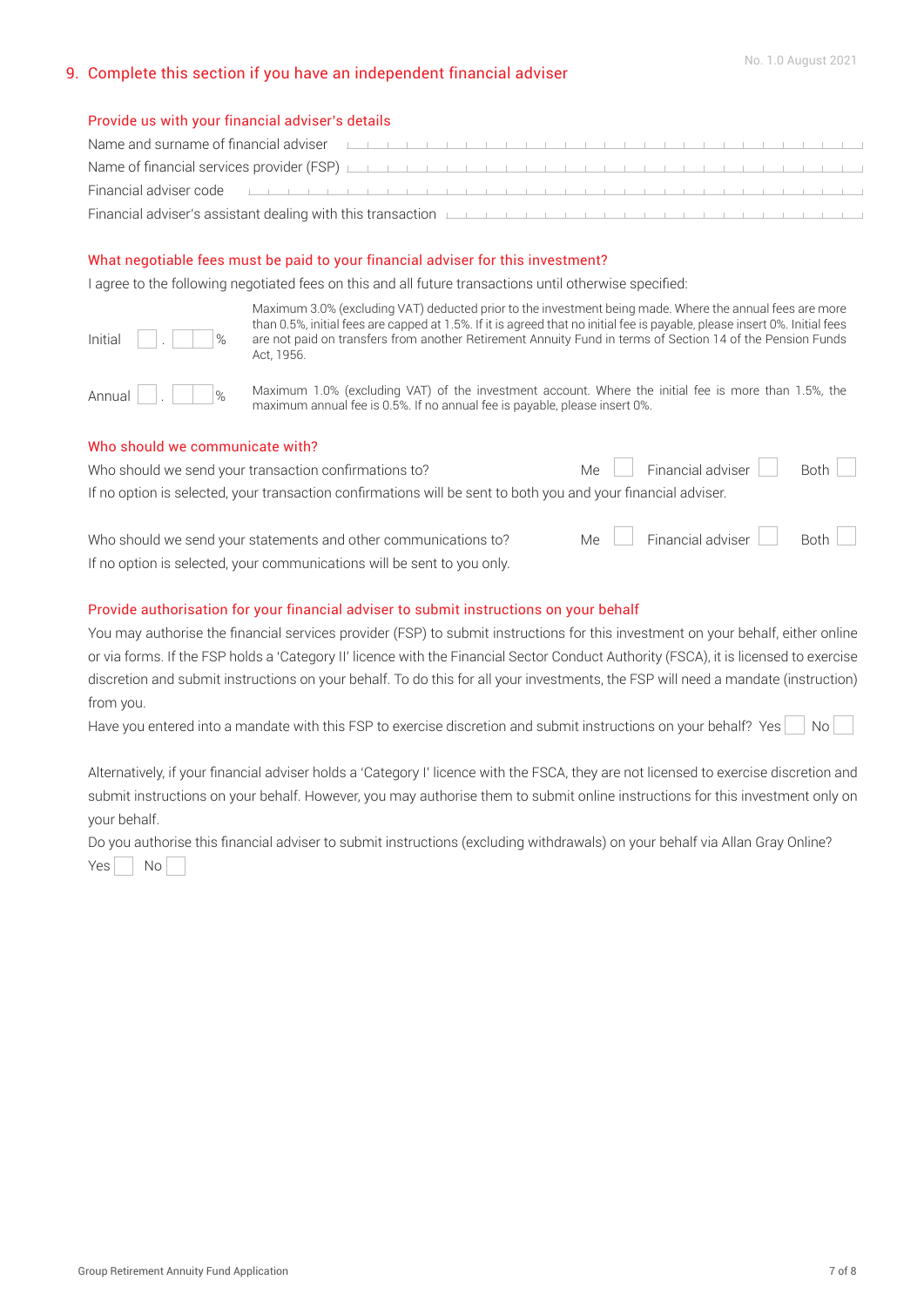## 9. Complete this section if you have an independent financial adviser

### Provide us with your financial adviser's details

Name and surname of financial adviser

Name of financial services provider (FSP)

Financial adviser code

Financial adviser's assistant dealing with this transaction

### What negotiable fees must be paid to your financial adviser for this investment?

I agree to the following negotiated fees on this and all future transactions until otherwise specified:

Initial ☐ . ☐☐ %

Maximum 3.0% (excluding VAT) deducted prior to the investment being made. Where the annual fees are more than 0.5%, initial fees are capped at 1.5%. If it is agreed that no initial fee is payable, please insert 0%. Initial fees are not paid on transfers from another Retirement Annuity Fund in terms of Section 14 of the Pension Funds Act, 1956.

Annual ☐ . ☐☐ %

Maximum 1.0% (excluding VAT) of the investment account. Where the initial fee is more than 1.5%, the maximum annual fee is 0.5%. If no annual fee is payable, please insert 0%.

### Who should we communicate with?

Who should we send your transaction confirmations to? Me ☐ Financial adviser ☐ Both ☐

If no option is selected, your transaction confirmations will be sent to both you and your financial adviser.

Who should we send your statements and other communications to? Me ☐ Financial adviser ☐ Both ☐

If no option is selected, your communications will be sent to you only.

### Provide authorisation for your financial adviser to submit instructions on your behalf

You may authorise the financial services provider (FSP) to submit instructions for this investment on your behalf, either online or via forms. If the FSP holds a 'Category II' licence with the Financial Sector Conduct Authority (FSCA), it is licensed to exercise discretion and submit instructions on your behalf. To do this for all your investments, the FSP will need a mandate (instruction) from you.

Have you entered into a mandate with this FSP to exercise discretion and submit instructions on your behalf? Yes ☐ No ☐

Alternatively, if your financial adviser holds a 'Category I' licence with the FSCA, they are not licensed to exercise discretion and submit instructions on your behalf. However, you may authorise them to submit online instructions for this investment only on your behalf.

Do you authorise this financial adviser to submit instructions (excluding withdrawals) on your behalf via Allan Gray Online?

Yes ☐ No ☐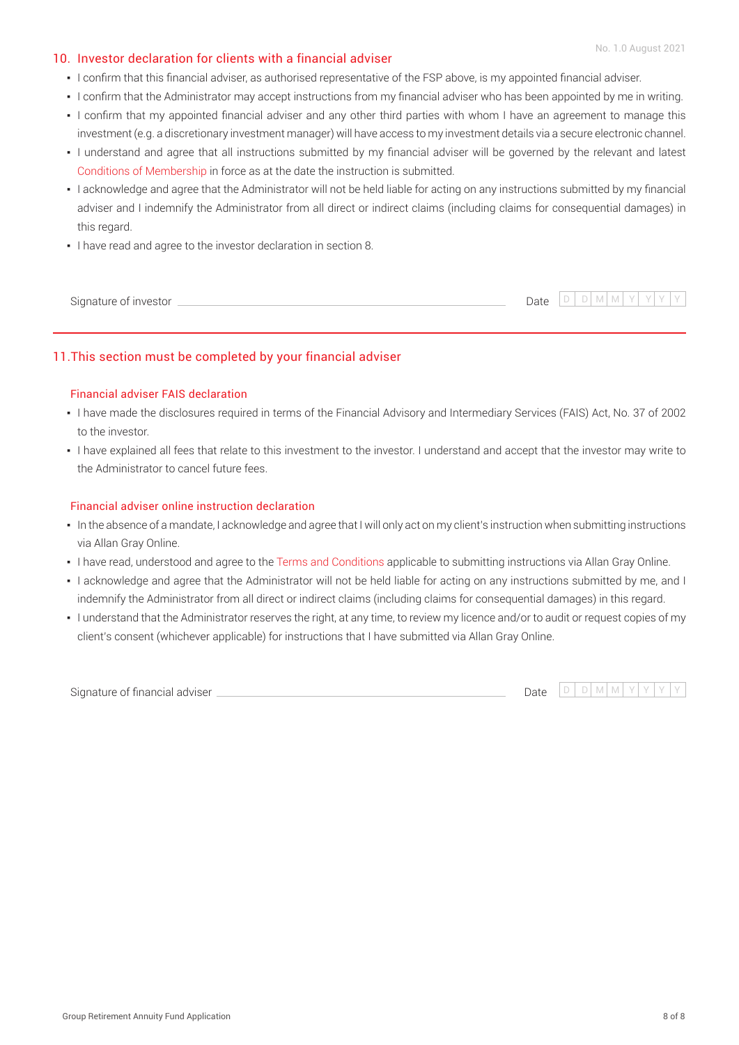## 10. Investor declaration for clients with a financial adviser

- I confirm that this financial adviser, as authorised representative of the FSP above, is my appointed financial adviser.
- I confirm that the Administrator may accept instructions from my financial adviser who has been appointed by me in writing.
- I confirm that my appointed financial adviser and any other third parties with whom I have an agreement to manage this investment (e.g. a discretionary investment manager) will have access to my investment details via a secure electronic channel.
- I understand and agree that all instructions submitted by my financial adviser will be governed by the relevant and latest Conditions of Membership in force as at the date the instruction is submitted.
- I acknowledge and agree that the Administrator will not be held liable for acting on any instructions submitted by my financial adviser and I indemnify the Administrator from all direct or indirect claims (including claims for consequential damages) in this regard.
- I have read and agree to the investor declaration in section 8.

Signature of investor ______________________________ Date | D | D | M | M | Y | Y | Y | Y |

## 11. This section must be completed by your financial adviser

### Financial adviser FAIS declaration

- I have made the disclosures required in terms of the Financial Advisory and Intermediary Services (FAIS) Act, No. 37 of 2002 to the investor.
- I have explained all fees that relate to this investment to the investor. I understand and accept that the investor may write to the Administrator to cancel future fees.

### Financial adviser online instruction declaration

- In the absence of a mandate, I acknowledge and agree that I will only act on my client's instruction when submitting instructions via Allan Gray Online.
- I have read, understood and agree to the Terms and Conditions applicable to submitting instructions via Allan Gray Online.
- I acknowledge and agree that the Administrator will not be held liable for acting on any instructions submitted by me, and I indemnify the Administrator from all direct or indirect claims (including claims for consequential damages) in this regard.
- I understand that the Administrator reserves the right, at any time, to review my licence and/or to audit or request copies of my client's consent (whichever applicable) for instructions that I have submitted via Allan Gray Online.

Signature of financial adviser ______________________________ Date | D | D | M | M | Y | Y | Y | Y |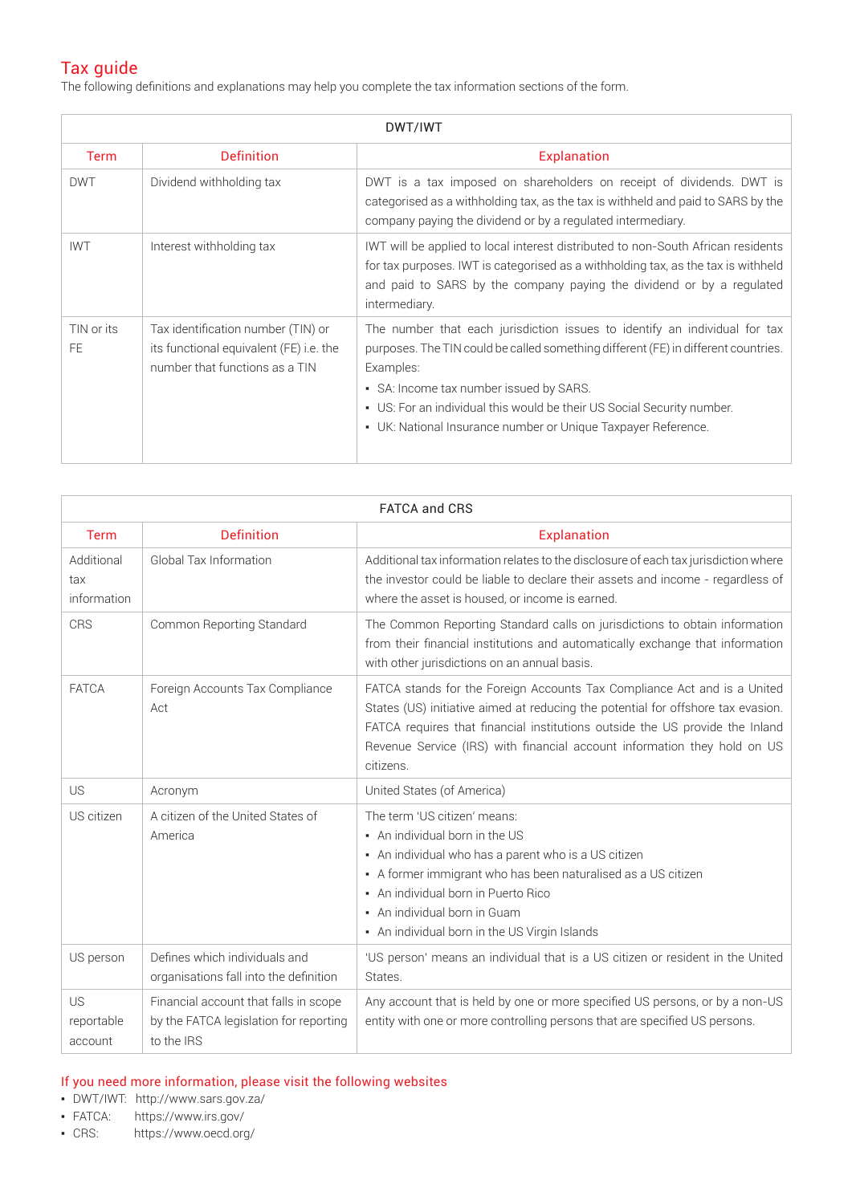## Tax guide

The following definitions and explanations may help you complete the tax information sections of the form.

| DWT/IWT | | |
|---|---|---|
| **Term** | **Definition** | **Explanation** |
| DWT | Dividend withholding tax | DWT is a tax imposed on shareholders on receipt of dividends. DWT is categorised as a withholding tax, as the tax is withheld and paid to SARS by the company paying the dividend or by a regulated intermediary. |
| IWT | Interest withholding tax | IWT will be applied to local interest distributed to non-South African residents for tax purposes. IWT is categorised as a withholding tax, as the tax is withheld and paid to SARS by the company paying the dividend or by a regulated intermediary. |
| TIN or its FE | Tax identification number (TIN) or its functional equivalent (FE) i.e. the number that functions as a TIN | The number that each jurisdiction issues to identify an individual for tax purposes. The TIN could be called something different (FE) in different countries. Examples:<br>• SA: Income tax number issued by SARS.<br>• US: For an individual this would be their US Social Security number.<br>• UK: National Insurance number or Unique Taxpayer Reference. |

| FATCA and CRS | | |
|---|---|---|
| **Term** | **Definition** | **Explanation** |
| Additional tax information | Global Tax Information | Additional tax information relates to the disclosure of each tax jurisdiction where the investor could be liable to declare their assets and income - regardless of where the asset is housed, or income is earned. |
| CRS | Common Reporting Standard | The Common Reporting Standard calls on jurisdictions to obtain information from their financial institutions and automatically exchange that information with other jurisdictions on an annual basis. |
| FATCA | Foreign Accounts Tax Compliance Act | FATCA stands for the Foreign Accounts Tax Compliance Act and is a United States (US) initiative aimed at reducing the potential for offshore tax evasion. FATCA requires that financial institutions outside the US provide the Inland Revenue Service (IRS) with financial account information they hold on US citizens. |
| US | Acronym | United States (of America) |
| US citizen | A citizen of the United States of America | The term 'US citizen' means:<br>• An individual born in the US<br>• An individual who has a parent who is a US citizen<br>• A former immigrant who has been naturalised as a US citizen<br>• An individual born in Puerto Rico<br>• An individual born in Guam<br>• An individual born in the US Virgin Islands |
| US person | Defines which individuals and organisations fall into the definition | 'US person' means an individual that is a US citizen or resident in the United States. |
| US reportable account | Financial account that falls in scope by the FATCA legislation for reporting to the IRS | Any account that is held by one or more specified US persons, or by a non-US entity with one or more controlling persons that are specified US persons. |

### If you need more information, please visit the following websites

- DWT/IWT: http://www.sars.gov.za/
- FATCA: https://www.irs.gov/
- CRS: https://www.oecd.org/